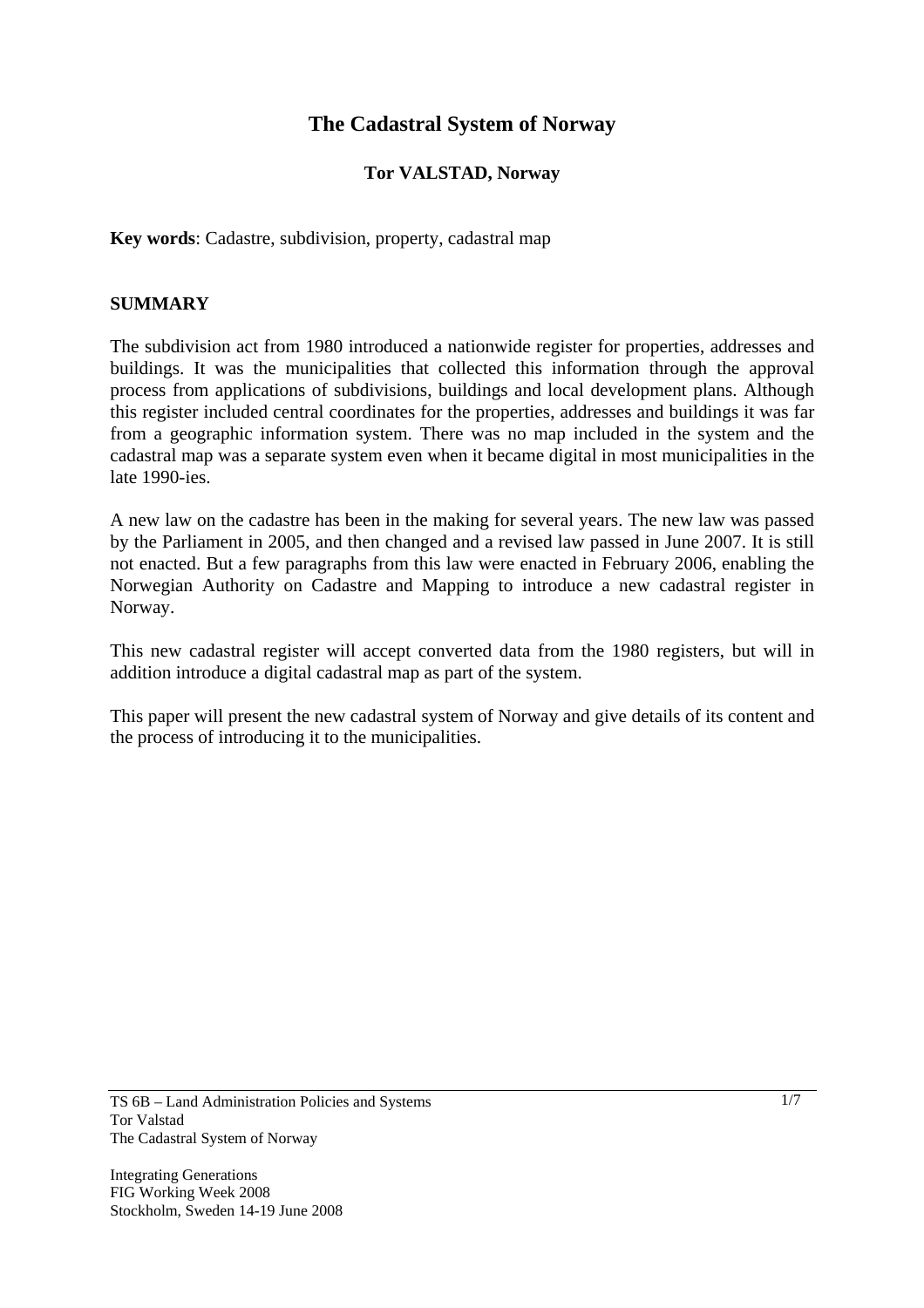# The Cadastral System of Norway

**Tor VALSTAD, Norway**

**Key words**: Cadastre, subdivision, property, cadastral map

## SUMMARY

The subdivision act from 1980 introduced a nationwide register for properties, addresses and buildings. It was the municipalities that collected this information through the approval process from applications of subdivisions, buildings and local development plans. Although this register included central coordinates for the properties, addresses and buildings it was far from a geographic information system. There was no map included in the system and the cadastral map was a separate system even when it became digital in most municipalities in the late 1990-ies.

A new law on the cadastre has been in the making for several years. The new law was passed by the Parliament in 2005, and then changed and a revised law passed in June 2007. It is still not enacted. But a few paragraphs from this law were enacted in February 2006, enabling the Norwegian Authority on Cadastre and Mapping to introduce a new cadastral register in Norway.

This new cadastral register will accept converted data from the 1980 registers, but will in addition introduce a digital cadastral map as part of the system.

This paper will present the new cadastral system of Norway and give details of its content and the process of introducing it to the municipalities.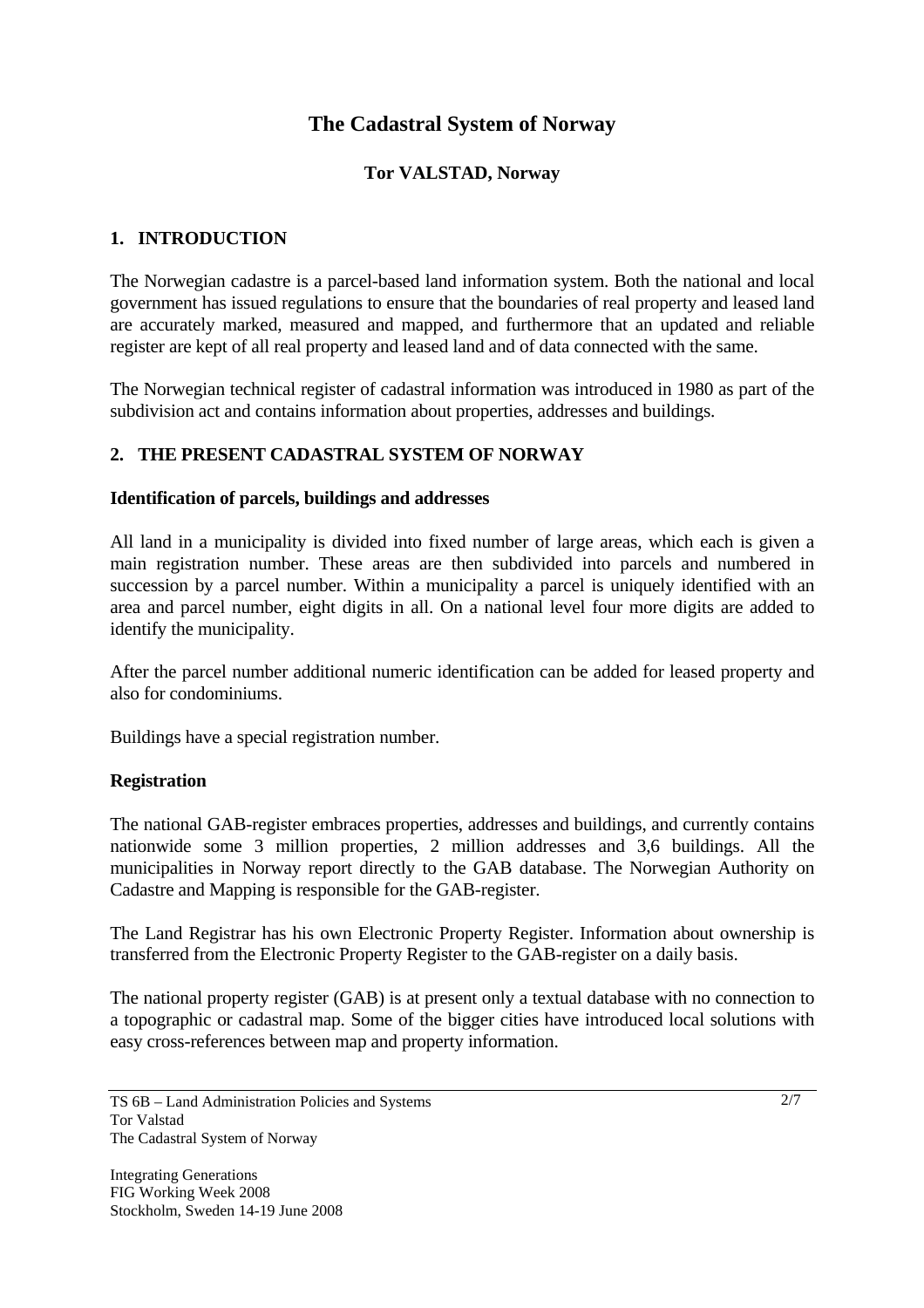# The Cadastral System of Norway

**Tor VALSTAD, Norway**

## 1. INTRODUCTION

The Norwegian cadastre is a parcel-based land information system. Both the national and local government has issued regulations to ensure that the boundaries of real property and leased land are accurately marked, measured and mapped, and furthermore that an updated and reliable register are kept of all real property and leased land and of data connected with the same.

The Norwegian technical register of cadastral information was introduced in 1980 as part of the subdivision act and contains information about properties, addresses and buildings.

## 2. THE PRESENT CADASTRAL SYSTEM OF NORWAY

### Identification of parcels, buildings and addresses

All land in a municipality is divided into fixed number of large areas, which each is given a main registration number. These areas are then subdivided into parcels and numbered in succession by a parcel number. Within a municipality a parcel is uniquely identified with an area and parcel number, eight digits in all. On a national level four more digits are added to identify the municipality.

After the parcel number additional numeric identification can be added for leased property and also for condominiums.

Buildings have a special registration number.

### Registration

The national GAB-register embraces properties, addresses and buildings, and currently contains nationwide some 3 million properties, 2 million addresses and 3,6 buildings. All the municipalities in Norway report directly to the GAB database. The Norwegian Authority on Cadastre and Mapping is responsible for the GAB-register.

The Land Registrar has his own Electronic Property Register. Information about ownership is transferred from the Electronic Property Register to the GAB-register on a daily basis.

The national property register (GAB) is at present only a textual database with no connection to a topographic or cadastral map. Some of the bigger cities have introduced local solutions with easy cross-references between map and property information.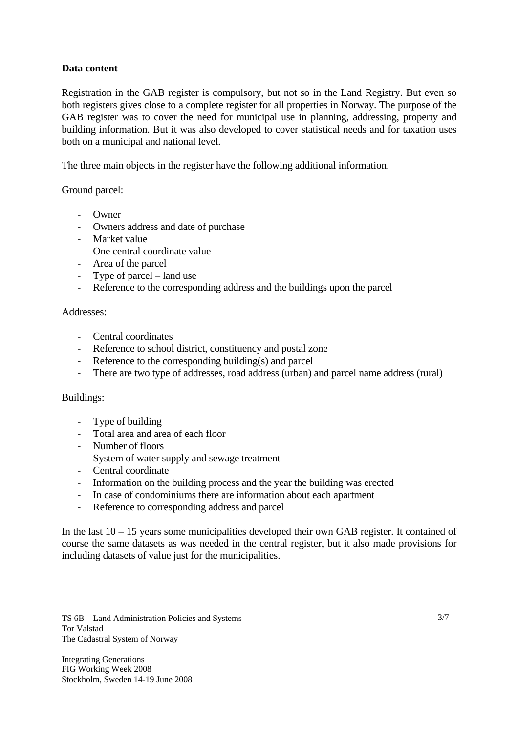**Data content**

Registration in the GAB register is compulsory, but not so in the Land Registry. But even so both registers gives close to a complete register for all properties in Norway. The purpose of the GAB register was to cover the need for municipal use in planning, addressing, property and building information. But it was also developed to cover statistical needs and for taxation uses both on a municipal and national level.

The three main objects in the register have the following additional information.

Ground parcel:

- Owner
- Owners address and date of purchase
- Market value
- One central coordinate value
- Area of the parcel
- Type of parcel – land use
- Reference to the corresponding address and the buildings upon the parcel

Addresses:

- Central coordinates
- Reference to school district, constituency and postal zone
- Reference to the corresponding building(s) and parcel
- There are two type of addresses, road address (urban) and parcel name address (rural)

Buildings:

- Type of building
- Total area and area of each floor
- Number of floors
- System of water supply and sewage treatment
- Central coordinate
- Information on the building process and the year the building was erected
- In case of condominiums there are information about each apartment
- Reference to corresponding address and parcel

In the last 10 – 15 years some municipalities developed their own GAB register. It contained of course the same datasets as was needed in the central register, but it also made provisions for including datasets of value just for the municipalities.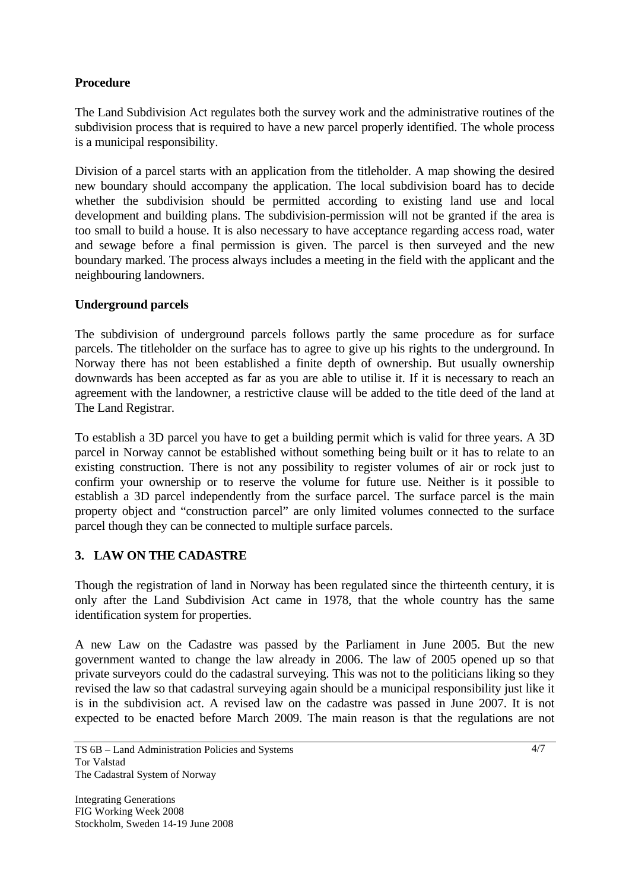**Procedure**

The Land Subdivision Act regulates both the survey work and the administrative routines of the subdivision process that is required to have a new parcel properly identified. The whole process is a municipal responsibility.

Division of a parcel starts with an application from the titleholder. A map showing the desired new boundary should accompany the application. The local subdivision board has to decide whether the subdivision should be permitted according to existing land use and local development and building plans. The subdivision-permission will not be granted if the area is too small to build a house. It is also necessary to have acceptance regarding access road, water and sewage before a final permission is given. The parcel is then surveyed and the new boundary marked. The process always includes a meeting in the field with the applicant and the neighbouring landowners.

**Underground parcels**

The subdivision of underground parcels follows partly the same procedure as for surface parcels. The titleholder on the surface has to agree to give up his rights to the underground. In Norway there has not been established a finite depth of ownership. But usually ownership downwards has been accepted as far as you are able to utilise it. If it is necessary to reach an agreement with the landowner, a restrictive clause will be added to the title deed of the land at The Land Registrar.

To establish a 3D parcel you have to get a building permit which is valid for three years. A 3D parcel in Norway cannot be established without something being built or it has to relate to an existing construction. There is not any possibility to register volumes of air or rock just to confirm your ownership or to reserve the volume for future use. Neither is it possible to establish a 3D parcel independently from the surface parcel. The surface parcel is the main property object and "construction parcel" are only limited volumes connected to the surface parcel though they can be connected to multiple surface parcels.

## 3. LAW ON THE CADASTRE

Though the registration of land in Norway has been regulated since the thirteenth century, it is only after the Land Subdivision Act came in 1978, that the whole country has the same identification system for properties.

A new Law on the Cadastre was passed by the Parliament in June 2005. But the new government wanted to change the law already in 2006. The law of 2005 opened up so that private surveyors could do the cadastral surveying. This was not to the politicians liking so they revised the law so that cadastral surveying again should be a municipal responsibility just like it is in the subdivision act. A revised law on the cadastre was passed in June 2007. It is not expected to be enacted before March 2009. The main reason is that the regulations are not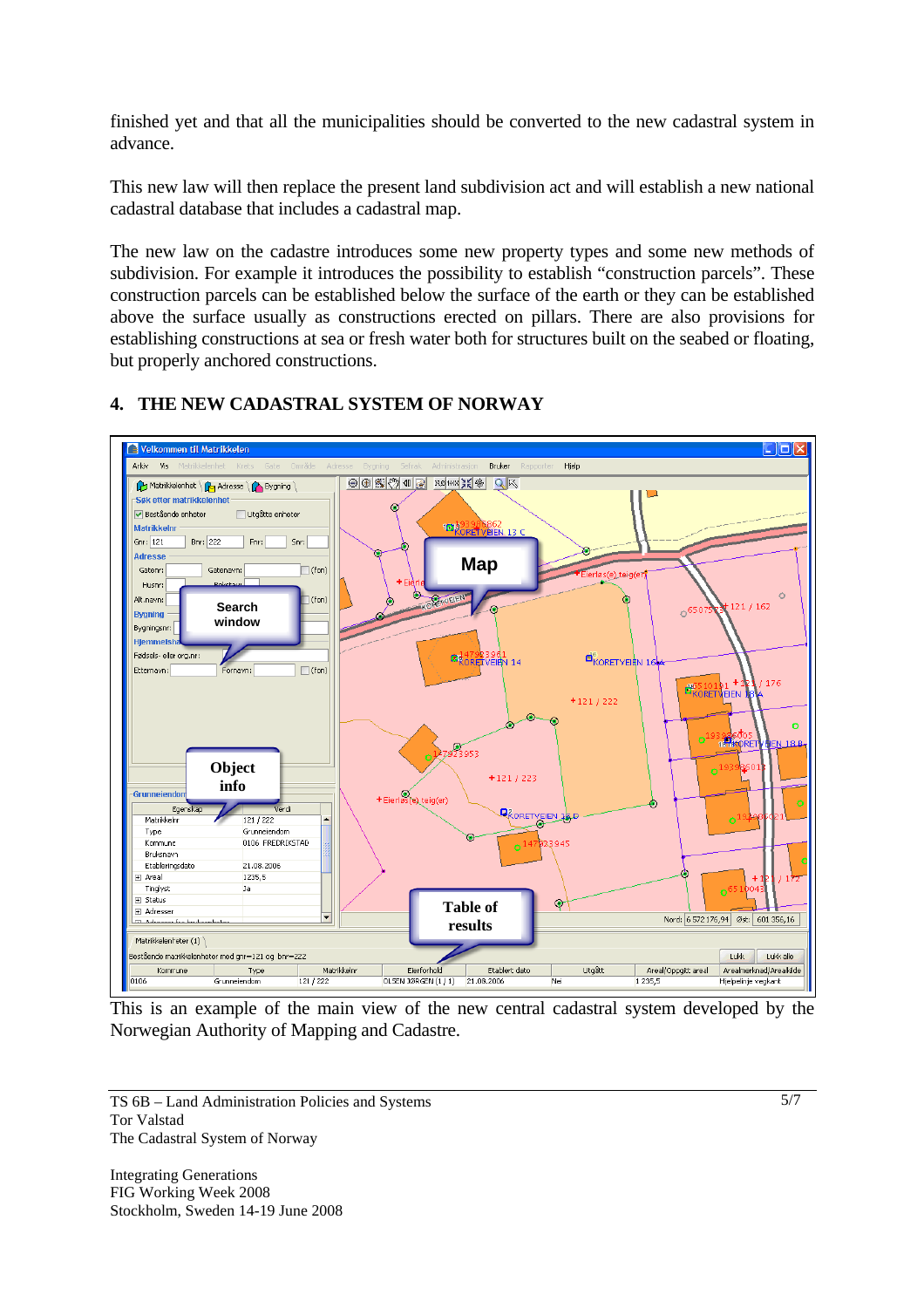finished yet and that all the municipalities should be converted to the new cadastral system in advance.

This new law will then replace the present land subdivision act and will establish a new national cadastral database that includes a cadastral map.

The new law on the cadastre introduces some new property types and some new methods of subdivision. For example it introduces the possibility to establish "construction parcels". These construction parcels can be established below the surface of the earth or they can be established above the surface usually as constructions erected on pillars. There are also provisions for establishing constructions at sea or fresh water both for structures built on the seabed or floating, but properly anchored constructions.

## 4. THE NEW CADASTRAL SYSTEM OF NORWAY

This is an example of the main view of the new central cadastral system developed by the Norwegian Authority of Mapping and Cadastre.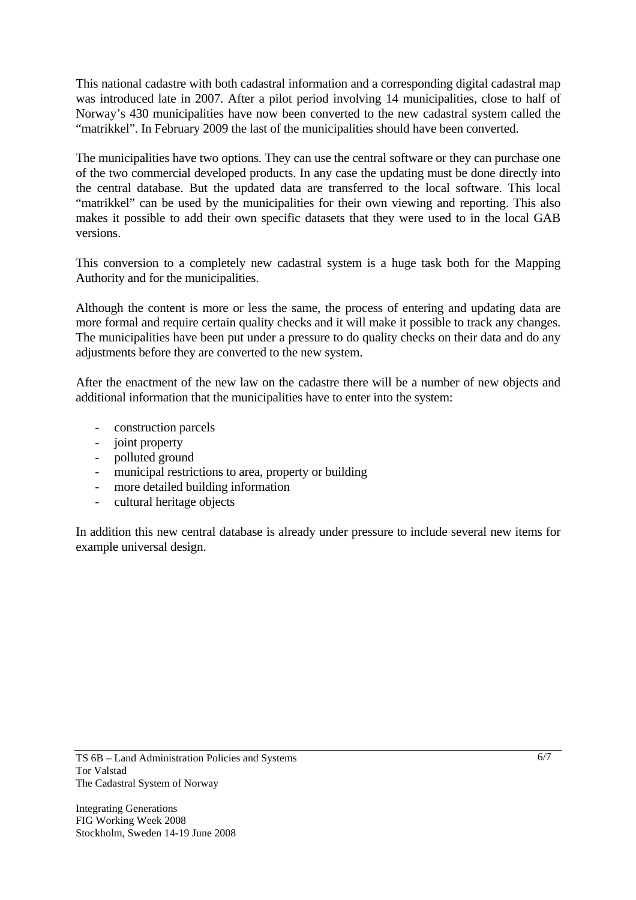This national cadastre with both cadastral information and a corresponding digital cadastral map was introduced late in 2007. After a pilot period involving 14 municipalities, close to half of Norway's 430 municipalities have now been converted to the new cadastral system called the "matrikkel". In February 2009 the last of the municipalities should have been converted.

The municipalities have two options. They can use the central software or they can purchase one of the two commercial developed products. In any case the updating must be done directly into the central database. But the updated data are transferred to the local software. This local "matrikkel" can be used by the municipalities for their own viewing and reporting. This also makes it possible to add their own specific datasets that they were used to in the local GAB versions.

This conversion to a completely new cadastral system is a huge task both for the Mapping Authority and for the municipalities.

Although the content is more or less the same, the process of entering and updating data are more formal and require certain quality checks and it will make it possible to track any changes. The municipalities have been put under a pressure to do quality checks on their data and do any adjustments before they are converted to the new system.

After the enactment of the new law on the cadastre there will be a number of new objects and additional information that the municipalities have to enter into the system:

- construction parcels
- joint property
- polluted ground
- municipal restrictions to area, property or building
- more detailed building information
- cultural heritage objects

In addition this new central database is already under pressure to include several new items for example universal design.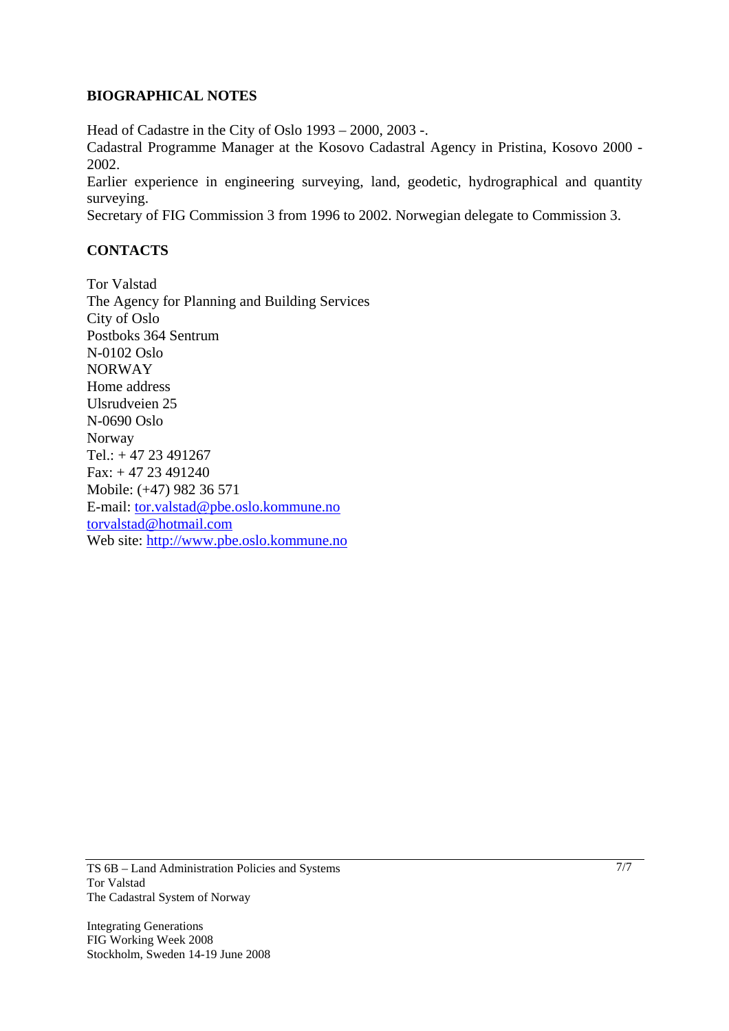## BIOGRAPHICAL NOTES

Head of Cadastre in the City of Oslo 1993 – 2000, 2003 -.
Cadastral Programme Manager at the Kosovo Cadastral Agency in Pristina, Kosovo 2000 - 2002.
Earlier experience in engineering surveying, land, geodetic, hydrographical and quantity surveying.
Secretary of FIG Commission 3 from 1996 to 2002. Norwegian delegate to Commission 3.

## CONTACTS

Tor Valstad
The Agency for Planning and Building Services
City of Oslo
Postboks 364 Sentrum
N-0102 Oslo
NORWAY
Home address
Ulsrudveien 25
N-0690 Oslo
Norway
Tel.: + 47 23 491267
Fax: + 47 23 491240
Mobile: (+47) 982 36 571
E-mail: tor.valstad@pbe.oslo.kommune.no
torvalstad@hotmail.com
Web site: http://www.pbe.oslo.kommune.no